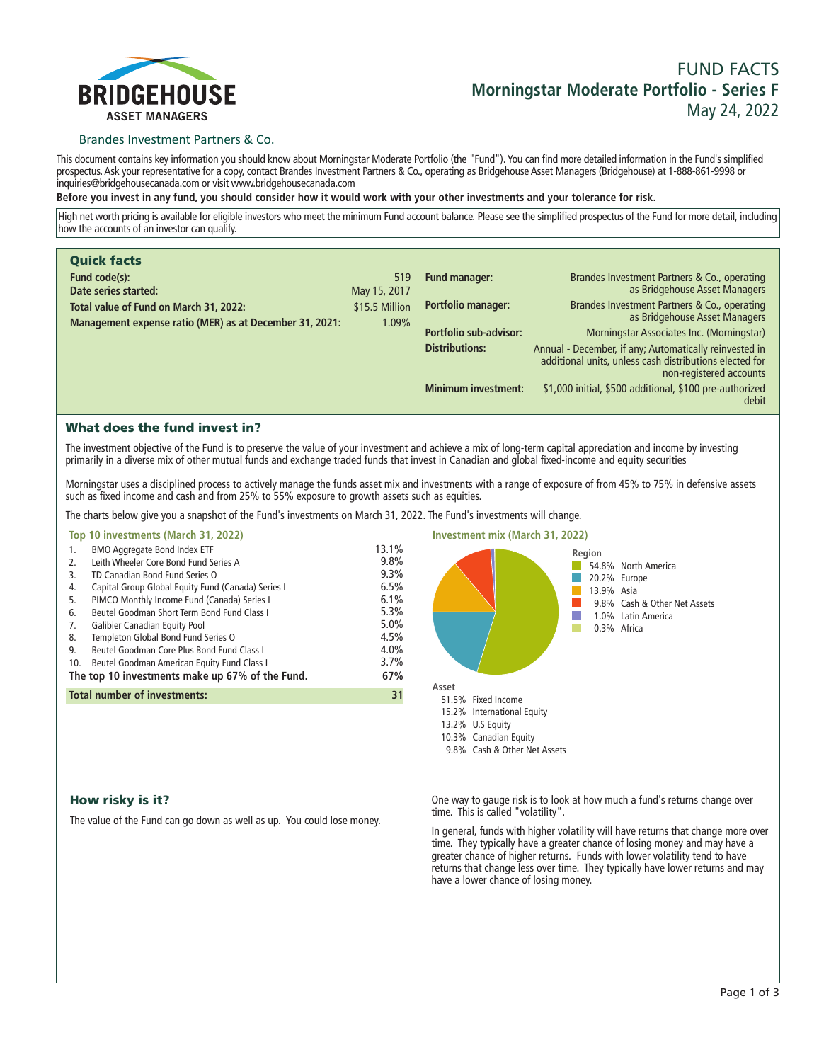BRIDGEHOUSE
ASSET MANAGERS

Brandes Investment Partners & Co.

# FUND FACTS
## Morningstar Moderate Portfolio - Series F
May 24, 2022

This document contains key information you should know about Morningstar Moderate Portfolio (the "Fund"). You can find more detailed information in the Fund's simplified prospectus. Ask your representative for a copy, contact Brandes Investment Partners & Co., operating as Bridgehouse Asset Managers (Bridgehouse) at 1-888-861-9998 or inquiries@bridgehousecanada.com or visit www.bridgehousecanada.com

**Before you invest in any fund, you should consider how it would work with your other investments and your tolerance for risk.**

High net worth pricing is available for eligible investors who meet the minimum Fund account balance. Please see the simplified prospectus of the Fund for more detail, including how the accounts of an investor can qualify.

## Quick facts

| | |
|---|---|
| **Fund code(s):** | 519 |
| **Date series started:** | May 15, 2017 |
| **Total value of Fund on March 31, 2022:** | $15.5 Million |
| **Management expense ratio (MER) as at December 31, 2021:** | 1.09% |
| **Fund manager:** | Brandes Investment Partners & Co., operating as Bridgehouse Asset Managers |
| **Portfolio manager:** | Brandes Investment Partners & Co., operating as Bridgehouse Asset Managers |
| **Portfolio sub-advisor:** | Morningstar Associates Inc. (Morningstar) |
| **Distributions:** | Annual - December, if any; Automatically reinvested in additional units, unless cash distributions elected for non-registered accounts |
| **Minimum investment:** | $1,000 initial, $500 additional, $100 pre-authorized debit |

## What does the fund invest in?

The investment objective of the Fund is to preserve the value of your investment and achieve a mix of long-term capital appreciation and income by investing primarily in a diverse mix of other mutual funds and exchange traded funds that invest in Canadian and global fixed-income and equity securities

Morningstar uses a disciplined process to actively manage the funds asset mix and investments with a range of exposure of from 45% to 75% in defensive assets such as fixed income and cash and from 25% to 55% exposure to growth assets such as equities.

The charts below give you a snapshot of the Fund's investments on March 31, 2022. The Fund's investments will change.

### Top 10 investments (March 31, 2022)

| | | |
|---|---|---|
| 1. | BMO Aggregate Bond Index ETF | 13.1% |
| 2. | Leith Wheeler Core Bond Fund Series A | 9.8% |
| 3. | TD Canadian Bond Fund Series O | 9.3% |
| 4. | Capital Group Global Equity Fund (Canada) Series I | 6.5% |
| 5. | PIMCO Monthly Income Fund (Canada) Series I | 6.1% |
| 6. | Beutel Goodman Short Term Bond Fund Class I | 5.3% |
| 7. | Galibier Canadian Equity Pool | 5.0% |
| 8. | Templeton Global Bond Fund Series O | 4.5% |
| 9. | Beutel Goodman Core Plus Bond Fund Class I | 4.0% |
| 10. | Beutel Goodman American Equity Fund Class I | 3.7% |
| | **The top 10 investments make up 67% of the Fund.** | **67%** |
| | **Total number of investments:** | **31** |

### Investment mix (March 31, 2022)

**Region**

- 54.8% North America
- 20.2% Europe
- 13.9% Asia
- 9.8% Cash & Other Net Assets
- 1.0% Latin America
- 0.3% Africa

**Asset**

- 51.5% Fixed Income
- 15.2% International Equity
- 13.2% U.S Equity
- 10.3% Canadian Equity
- 9.8% Cash & Other Net Assets

## How risky is it?

The value of the Fund can go down as well as up. You could lose money.

One way to gauge risk is to look at how much a fund's returns change over time. This is called "volatility".

In general, funds with higher volatility will have returns that change more over time. They typically have a greater chance of losing money and may have a greater chance of higher returns. Funds with lower volatility tend to have returns that change less over time. They typically have lower returns and may have a lower chance of losing money.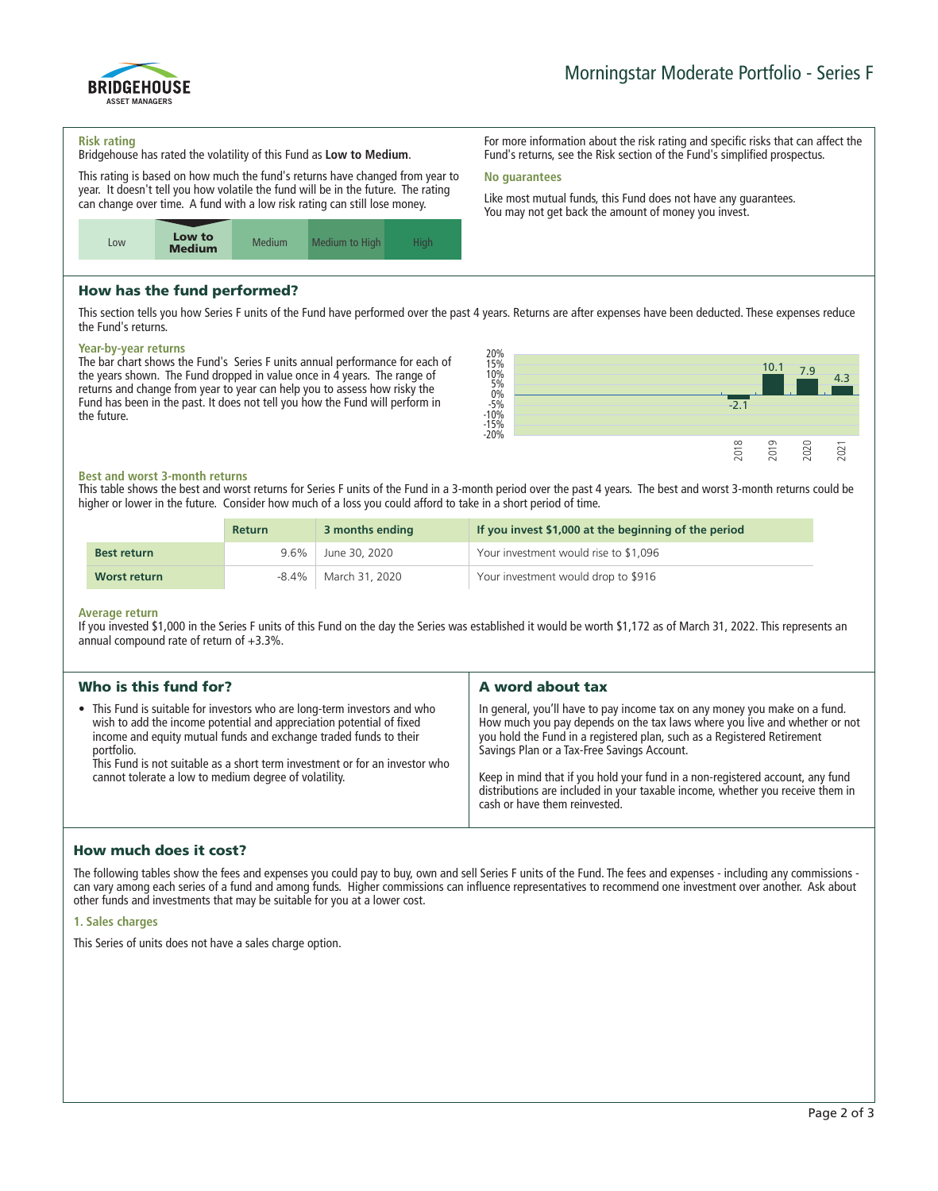# Morningstar Moderate Portfolio - Series F

### Risk rating

Bridgehouse has rated the volatility of this Fund as **Low to Medium**.

This rating is based on how much the fund's returns have changed from year to year. It doesn't tell you how volatile the fund will be in the future. The rating can change over time. A fund with a low risk rating can still lose money.

| Low | **Low to Medium** | Medium | Medium to High | High |
|---|---|---|---|---|

For more information about the risk rating and specific risks that can affect the Fund's returns, see the Risk section of the Fund's simplified prospectus.

### No guarantees

Like most mutual funds, this Fund does not have any guarantees. You may not get back the amount of money you invest.

## How has the fund performed?

This section tells you how Series F units of the Fund have performed over the past 4 years. Returns are after expenses have been deducted. These expenses reduce the Fund's returns.

### Year-by-year returns

The bar chart shows the Fund's Series F units annual performance for each of the years shown. The Fund dropped in value once in 4 years. The range of returns and change from year to year can help you to assess how risky the Fund has been in the past. It does not tell you how the Fund will perform in the future.

| Year | 2018 | 2019 | 2020 | 2021 |
|---|---|---|---|---|
| Return (%) | -2.1 | 10.1 | 7.9 | 4.3 |

### Best and worst 3-month returns

This table shows the best and worst returns for Series F units of the Fund in a 3-month period over the past 4 years. The best and worst 3-month returns could be higher or lower in the future. Consider how much of a loss you could afford to take in a short period of time.

| | Return | 3 months ending | If you invest $1,000 at the beginning of the period |
|---|---|---|---|
| **Best return** | 9.6% | June 30, 2020 | Your investment would rise to $1,096 |
| **Worst return** | -8.4% | March 31, 2020 | Your investment would drop to $916 |

### Average return

If you invested $1,000 in the Series F units of this Fund on the day the Series was established it would be worth $1,172 as of March 31, 2022. This represents an annual compound rate of return of +3.3%.

## Who is this fund for?

- This Fund is suitable for investors who are long-term investors and who wish to add the income potential and appreciation potential of fixed income and equity mutual funds and exchange traded funds to their portfolio.
  This Fund is not suitable as a short term investment or for an investor who cannot tolerate a low to medium degree of volatility.

## A word about tax

In general, you'll have to pay income tax on any money you make on a fund. How much you pay depends on the tax laws where you live and whether or not you hold the Fund in a registered plan, such as a Registered Retirement Savings Plan or a Tax-Free Savings Account.

Keep in mind that if you hold your fund in a non-registered account, any fund distributions are included in your taxable income, whether you receive them in cash or have them reinvested.

## How much does it cost?

The following tables show the fees and expenses you could pay to buy, own and sell Series F units of the Fund. The fees and expenses - including any commissions - can vary among each series of a fund and among funds. Higher commissions can influence representatives to recommend one investment over another. Ask about other funds and investments that may be suitable for you at a lower cost.

### 1. Sales charges

This Series of units does not have a sales charge option.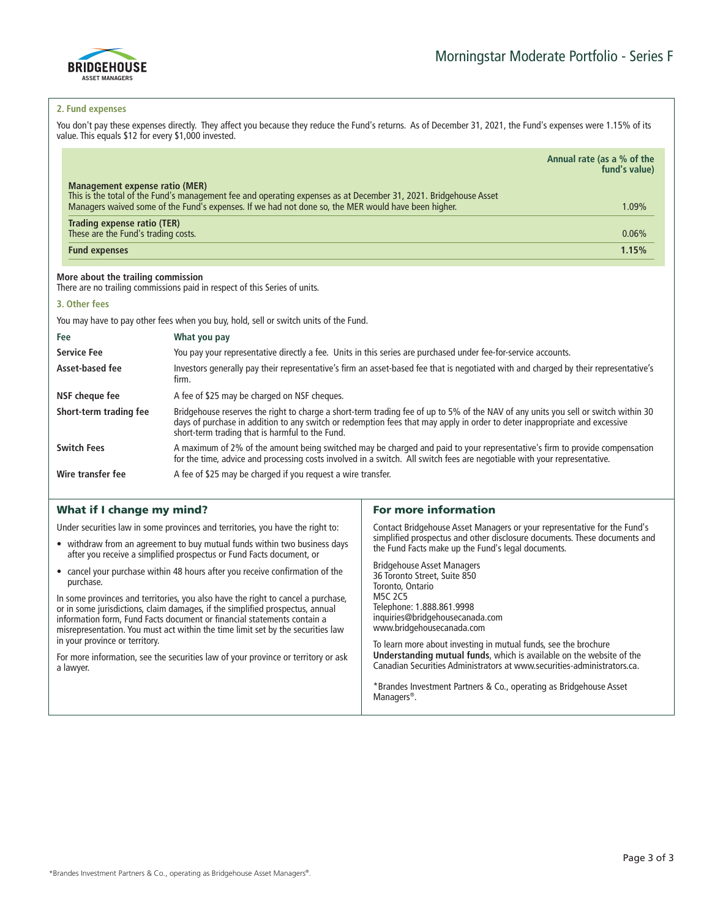## 2. Fund expenses

You don't pay these expenses directly. They affect you because they reduce the Fund's returns. As of December 31, 2021, the Fund's expenses were 1.15% of its value. This equals $12 for every $1,000 invested.

| | Annual rate (as a % of the fund's value) |
|---|---|
| **Management expense ratio (MER)**<br>This is the total of the Fund's management fee and operating expenses as at December 31, 2021. Bridgehouse Asset Managers waived some of the Fund's expenses. If we had not done so, the MER would have been higher. | 1.09% |
| **Trading expense ratio (TER)**<br>These are the Fund's trading costs. | 0.06% |
| **Fund expenses** | **1.15%** |

**More about the trailing commission**
There are no trailing commissions paid in respect of this Series of units.

## 3. Other fees

You may have to pay other fees when you buy, hold, sell or switch units of the Fund.

| Fee | What you pay |
|---|---|
| **Service Fee** | You pay your representative directly a fee. Units in this series are purchased under fee-for-service accounts. |
| **Asset-based fee** | Investors generally pay their representative's firm an asset-based fee that is negotiated with and charged by their representative's firm. |
| **NSF cheque fee** | A fee of $25 may be charged on NSF cheques. |
| **Short-term trading fee** | Bridgehouse reserves the right to charge a short-term trading fee of up to 5% of the NAV of any units you sell or switch within 30 days of purchase in addition to any switch or redemption fees that may apply in order to deter inappropriate and excessive short-term trading that is harmful to the Fund. |
| **Switch Fees** | A maximum of 2% of the amount being switched may be charged and paid to your representative's firm to provide compensation for the time, advice and processing costs involved in a switch. All switch fees are negotiable with your representative. |
| **Wire transfer fee** | A fee of $25 may be charged if you request a wire transfer. |

## What if I change my mind?

Under securities law in some provinces and territories, you have the right to:

- withdraw from an agreement to buy mutual funds within two business days after you receive a simplified prospectus or Fund Facts document, or
- cancel your purchase within 48 hours after you receive confirmation of the purchase.

In some provinces and territories, you also have the right to cancel a purchase, or in some jurisdictions, claim damages, if the simplified prospectus, annual information form, Fund Facts document or financial statements contain a misrepresentation. You must act within the time limit set by the securities law in your province or territory.

For more information, see the securities law of your province or territory or ask a lawyer.

## For more information

Contact Bridgehouse Asset Managers or your representative for the Fund's simplified prospectus and other disclosure documents. These documents and the Fund Facts make up the Fund's legal documents.

Bridgehouse Asset Managers
36 Toronto Street, Suite 850
Toronto, Ontario
M5C 2C5
Telephone: 1.888.861.9998
inquiries@bridgehousecanada.com
www.bridgehousecanada.com

To learn more about investing in mutual funds, see the brochure **Understanding mutual funds**, which is available on the website of the Canadian Securities Administrators at www.securities-administrators.ca.

*Brandes Investment Partners & Co., operating as Bridgehouse Asset Managers®.